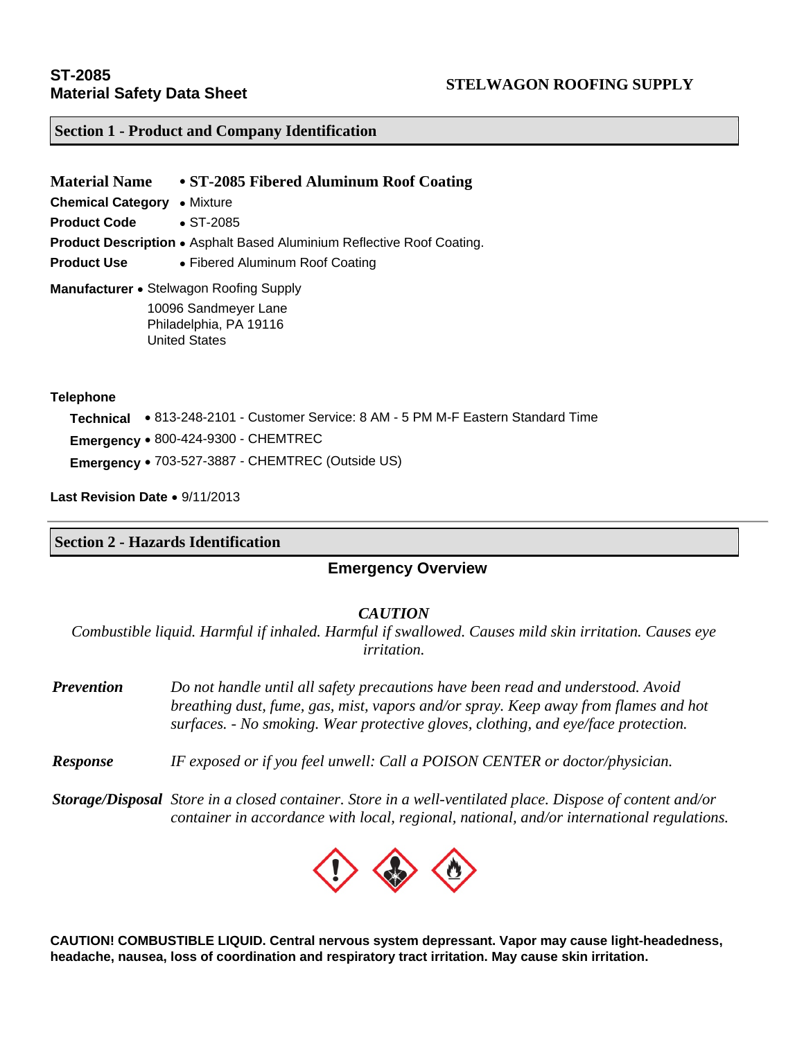**ST-2085**
**Material Safety Data Sheet**

**STELWAGON ROOFING SUPPLY**

## Section 1 - Product and Company Identification

**Material Name** • **ST-2085 Fibered Aluminum Roof Coating**

**Chemical Category** • Mixture

**Product Code** • ST-2085

**Product Description** • Asphalt Based Aluminium Reflective Roof Coating.

**Product Use** • Fibered Aluminum Roof Coating

**Manufacturer** • Stelwagon Roofing Supply
10096 Sandmeyer Lane
Philadelphia, PA 19116
United States

**Telephone**

**Technical** • 813-248-2101 - Customer Service: 8 AM - 5 PM M-F Eastern Standard Time

**Emergency** • 800-424-9300 - CHEMTREC

**Emergency** • 703-527-3887 - CHEMTREC (Outside US)

**Last Revision Date** • 9/11/2013

## Section 2 - Hazards Identification

### Emergency Overview

***CAUTION***

*Combustible liquid. Harmful if inhaled. Harmful if swallowed. Causes mild skin irritation. Causes eye irritation.*

***Prevention*** *Do not handle until all safety precautions have been read and understood. Avoid breathing dust, fume, gas, mist, vapors and/or spray. Keep away from flames and hot surfaces. - No smoking. Wear protective gloves, clothing, and eye/face protection.*

***Response*** *IF exposed or if you feel unwell: Call a POISON CENTER or doctor/physician.*

***Storage/Disposal*** *Store in a closed container. Store in a well-ventilated place. Dispose of content and/or container in accordance with local, regional, national, and/or international regulations.*

**CAUTION! COMBUSTIBLE LIQUID. Central nervous system depressant. Vapor may cause light-headedness, headache, nausea, loss of coordination and respiratory tract irritation. May cause skin irritation.**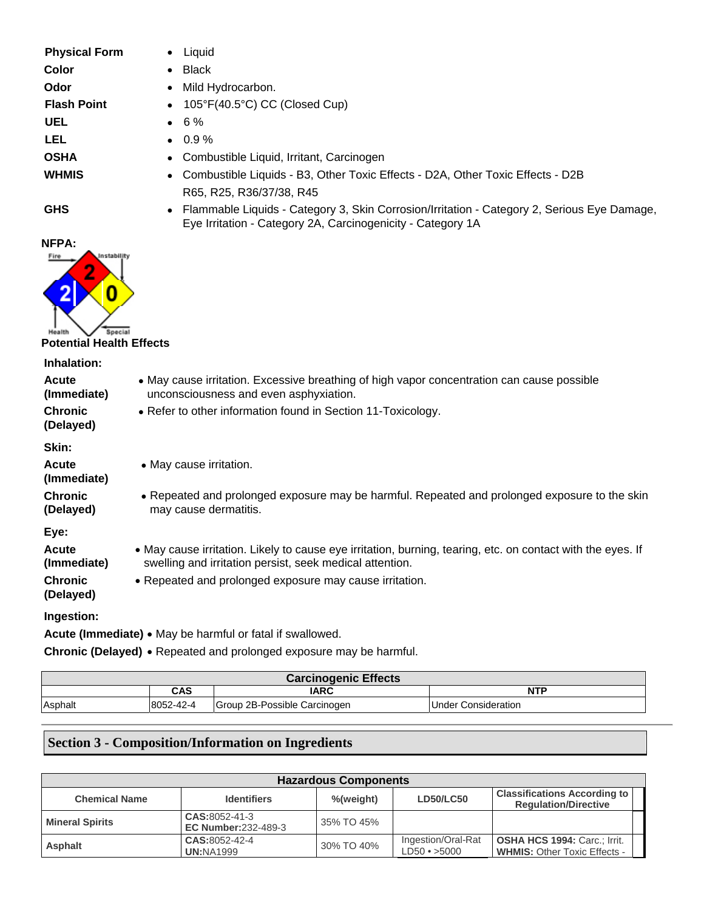| | |
|---|---|
| **Physical Form** | • Liquid |
| **Color** | • Black |
| **Odor** | • Mild Hydrocarbon. |
| **Flash Point** | • 105°F(40.5°C) CC (Closed Cup) |
| **UEL** | • 6 % |
| **LEL** | • 0.9 % |
| **OSHA** | • Combustible Liquid, Irritant, Carcinogen |
| **WHMIS** | • Combustible Liquids - B3, Other Toxic Effects - D2A, Other Toxic Effects - D2B<br>R65, R25, R36/37/38, R45 |
| **GHS** | • Flammable Liquids - Category 3, Skin Corrosion/Irritation - Category 2, Serious Eye Damage, Eye Irritation - Category 2A, Carcinogenicity - Category 1A |

**NFPA:**

Fire: 2, Health: 2, Instability: 0, Special:

## Potential Health Effects

**Inhalation:**

**Acute (Immediate)** • May cause irritation. Excessive breathing of high vapor concentration can cause possible unconsciousness and even asphyxiation.

**Chronic (Delayed)** • Refer to other information found in Section 11-Toxicology.

**Skin:**

**Acute (Immediate)** • May cause irritation.

**Chronic (Delayed)** • Repeated and prolonged exposure may be harmful. Repeated and prolonged exposure to the skin may cause dermatitis.

**Eye:**

**Acute (Immediate)** • May cause irritation. Likely to cause eye irritation, burning, tearing, etc. on contact with the eyes. If swelling and irritation persist, seek medical attention.

**Chronic (Delayed)** • Repeated and prolonged exposure may cause irritation.

**Ingestion:**

**Acute (Immediate)** • May be harmful or fatal if swallowed.

**Chronic (Delayed)** • Repeated and prolonged exposure may be harmful.

| Carcinogenic Effects | | | |
|---|---|---|---|
| | CAS | IARC | NTP |
| Asphalt | 8052-42-4 | Group 2B-Possible Carcinogen | Under Consideration |

## Section 3 - Composition/Information on Ingredients

| Hazardous Components | | | | |
|---|---|---|---|---|
| Chemical Name | Identifiers | %(weight) | LD50/LC50 | Classifications According to Regulation/Directive |
| **Mineral Spirits** | **CAS:**8052-41-3<br>**EC Number:**232-489-3 | 35% TO 45% | | |
| **Asphalt** | **CAS:**8052-42-4<br>**UN:**NA1999 | 30% TO 40% | Ingestion/Oral-Rat LD50 • >5000 | **OSHA HCS 1994:** Carc.; Irrit.<br>**WHMIS:** Other Toxic Effects - |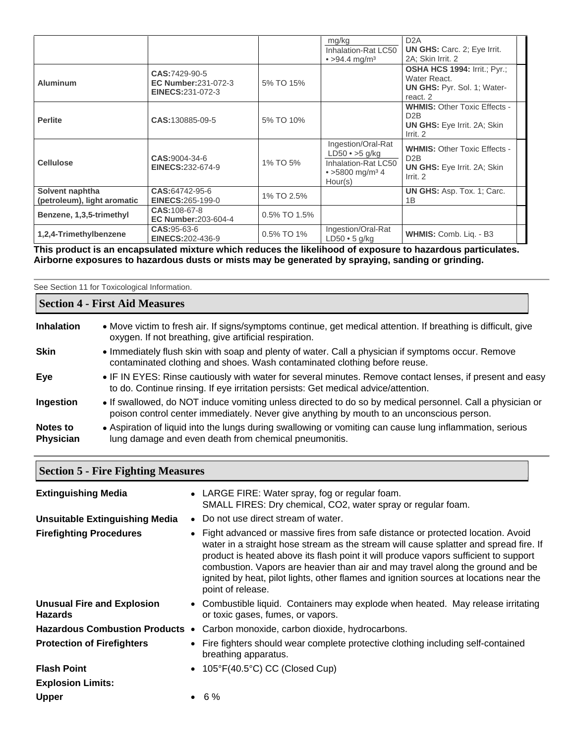| | | | | |
|---|---|---|---|---|
| | | | mg/kg<br>Inhalation-Rat LC50 • >94.4 mg/m³ | D2A<br>**UN GHS:** Carc. 2; Eye Irrit. 2A; Skin Irrit. 2 |
| **Aluminum** | **CAS:**7429-90-5<br>**EC Number:**231-072-3<br>**EINECS:**231-072-3 | 5% TO 15% | | **OSHA HCS 1994:** Irrit.; Pyr.; Water React.<br>**UN GHS:** Pyr. Sol. 1; Water-react. 2 |
| **Perlite** | **CAS:**130885-09-5 | 5% TO 10% | | **WHMIS:** Other Toxic Effects - D2B<br>**UN GHS:** Eye Irrit. 2A; Skin Irrit. 2 |
| **Cellulose** | **CAS:**9004-34-6<br>**EINECS:**232-674-9 | 1% TO 5% | Ingestion/Oral-Rat LD50 • >5 g/kg<br>Inhalation-Rat LC50 • >5800 mg/m³ 4 Hour(s) | **WHMIS:** Other Toxic Effects - D2B<br>**UN GHS:** Eye Irrit. 2A; Skin Irrit. 2 |
| **Solvent naphtha (petroleum), light aromatic** | **CAS:**64742-95-6<br>**EINECS:**265-199-0 | 1% TO 2.5% | | **UN GHS:** Asp. Tox. 1; Carc. 1B |
| **Benzene, 1,3,5-trimethyl** | **CAS:**108-67-8<br>**EC Number:**203-604-4 | 0.5% TO 1.5% | | |
| **1,2,4-Trimethylbenzene** | **CAS:**95-63-6<br>**EINECS:**202-436-9 | 0.5% TO 1% | Ingestion/Oral-Rat LD50 • 5 g/kg | **WHMIS:** Comb. Liq. - B3 |

**This product is an encapsulated mixture which reduces the likelihood of exposure to hazardous particulates. Airborne exposures to hazardous dusts or mists may be generated by spraying, sanding or grinding.**

See Section 11 for Toxicological Information.

## Section 4 - First Aid Measures

**Inhalation**
- Move victim to fresh air. If signs/symptoms continue, get medical attention. If breathing is difficult, give oxygen. If not breathing, give artificial respiration.

**Skin**
- Immediately flush skin with soap and plenty of water. Call a physician if symptoms occur. Remove contaminated clothing and shoes. Wash contaminated clothing before reuse.

**Eye**
- IF IN EYES: Rinse cautiously with water for several minutes. Remove contact lenses, if present and easy to do. Continue rinsing. If eye irritation persists: Get medical advice/attention.

**Ingestion**
- If swallowed, do NOT induce vomiting unless directed to do so by medical personnel. Call a physician or poison control center immediately. Never give anything by mouth to an unconscious person.

**Notes to Physician**
- Aspiration of liquid into the lungs during swallowing or vomiting can cause lung inflammation, serious lung damage and even death from chemical pneumonitis.

## Section 5 - Fire Fighting Measures

**Extinguishing Media**
- LARGE FIRE: Water spray, fog or regular foam.
  SMALL FIRES: Dry chemical, CO2, water spray or regular foam.

**Unsuitable Extinguishing Media**
- Do not use direct stream of water.

**Firefighting Procedures**
- Fight advanced or massive fires from safe distance or protected location. Avoid water in a straight hose stream as the stream will cause splatter and spread fire. If product is heated above its flash point it will produce vapors sufficient to support combustion. Vapors are heavier than air and may travel along the ground and be ignited by heat, pilot lights, other flames and ignition sources at locations near the point of release.

**Unusual Fire and Explosion Hazards**
- Combustible liquid. Containers may explode when heated. May release irritating or toxic gases, fumes, or vapors.

**Hazardous Combustion Products**
- Carbon monoxide, carbon dioxide, hydrocarbons.

**Protection of Firefighters**
- Fire fighters should wear complete protective clothing including self-contained breathing apparatus.

**Flash Point**
- 105°F(40.5°C) CC (Closed Cup)

**Explosion Limits:**

**Upper**
- 6 %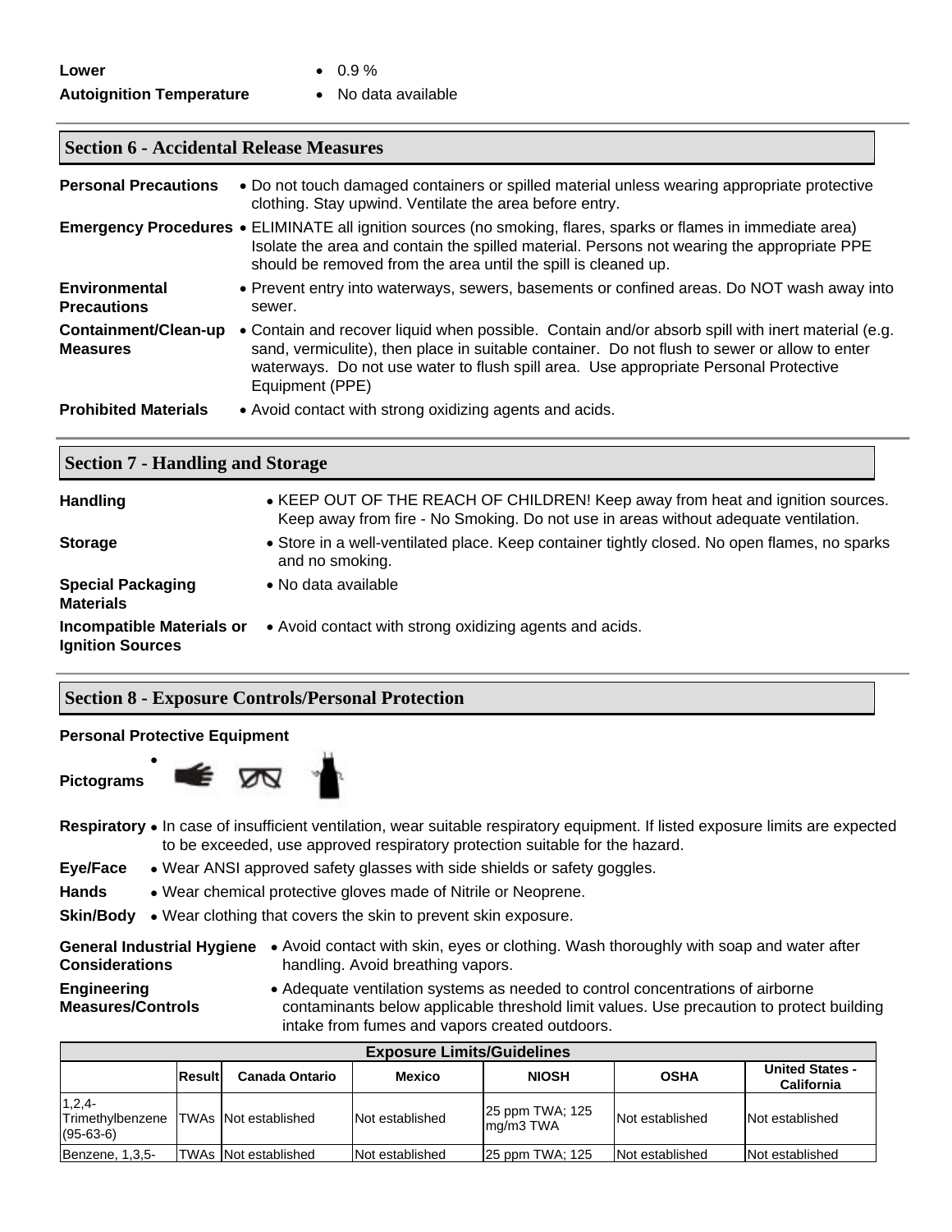**Lower** • 0.9 %

**Autoignition Temperature** • No data available

## Section 6 - Accidental Release Measures

**Personal Precautions**
- Do not touch damaged containers or spilled material unless wearing appropriate protective clothing. Stay upwind. Ventilate the area before entry.

**Emergency Procedures**
- ELIMINATE all ignition sources (no smoking, flares, sparks or flames in immediate area) Isolate the area and contain the spilled material. Persons not wearing the appropriate PPE should be removed from the area until the spill is cleaned up.

**Environmental Precautions**
- Prevent entry into waterways, sewers, basements or confined areas. Do NOT wash away into sewer.

**Containment/Clean-up Measures**
- Contain and recover liquid when possible. Contain and/or absorb spill with inert material (e.g. sand, vermiculite), then place in suitable container. Do not flush to sewer or allow to enter waterways. Do not use water to flush spill area. Use appropriate Personal Protective Equipment (PPE)

**Prohibited Materials**
- Avoid contact with strong oxidizing agents and acids.

## Section 7 - Handling and Storage

**Handling**
- KEEP OUT OF THE REACH OF CHILDREN! Keep away from heat and ignition sources. Keep away from fire - No Smoking. Do not use in areas without adequate ventilation.

**Storage**
- Store in a well-ventilated place. Keep container tightly closed. No open flames, no sparks and no smoking.

**Special Packaging Materials**
- No data available

**Incompatible Materials or Ignition Sources**
- Avoid contact with strong oxidizing agents and acids.

## Section 8 - Exposure Controls/Personal Protection

**Personal Protective Equipment**

**Pictograms** •

**Respiratory**
- In case of insufficient ventilation, wear suitable respiratory equipment. If listed exposure limits are expected to be exceeded, use approved respiratory protection suitable for the hazard.

**Eye/Face**
- Wear ANSI approved safety glasses with side shields or safety goggles.

**Hands**
- Wear chemical protective gloves made of Nitrile or Neoprene.

**Skin/Body**
- Wear clothing that covers the skin to prevent skin exposure.

**General Industrial Hygiene Considerations**
- Avoid contact with skin, eyes or clothing. Wash thoroughly with soap and water after handling. Avoid breathing vapors.

**Engineering Measures/Controls**
- Adequate ventilation systems as needed to control concentrations of airborne contaminants below applicable threshold limit values. Use precaution to protect building intake from fumes and vapors created outdoors.

| Exposure Limits/Guidelines | | | | | | |
|---|---|---|---|---|---|---|
| | Result | Canada Ontario | Mexico | NIOSH | OSHA | United States - California |
| 1,2,4-Trimethylbenzene (95-63-6) | TWAs | Not established | Not established | 25 ppm TWA; 125 mg/m3 TWA | Not established | Not established |
| Benzene, 1,3,5- | TWAs | Not established | Not established | 25 ppm TWA; 125 | Not established | Not established |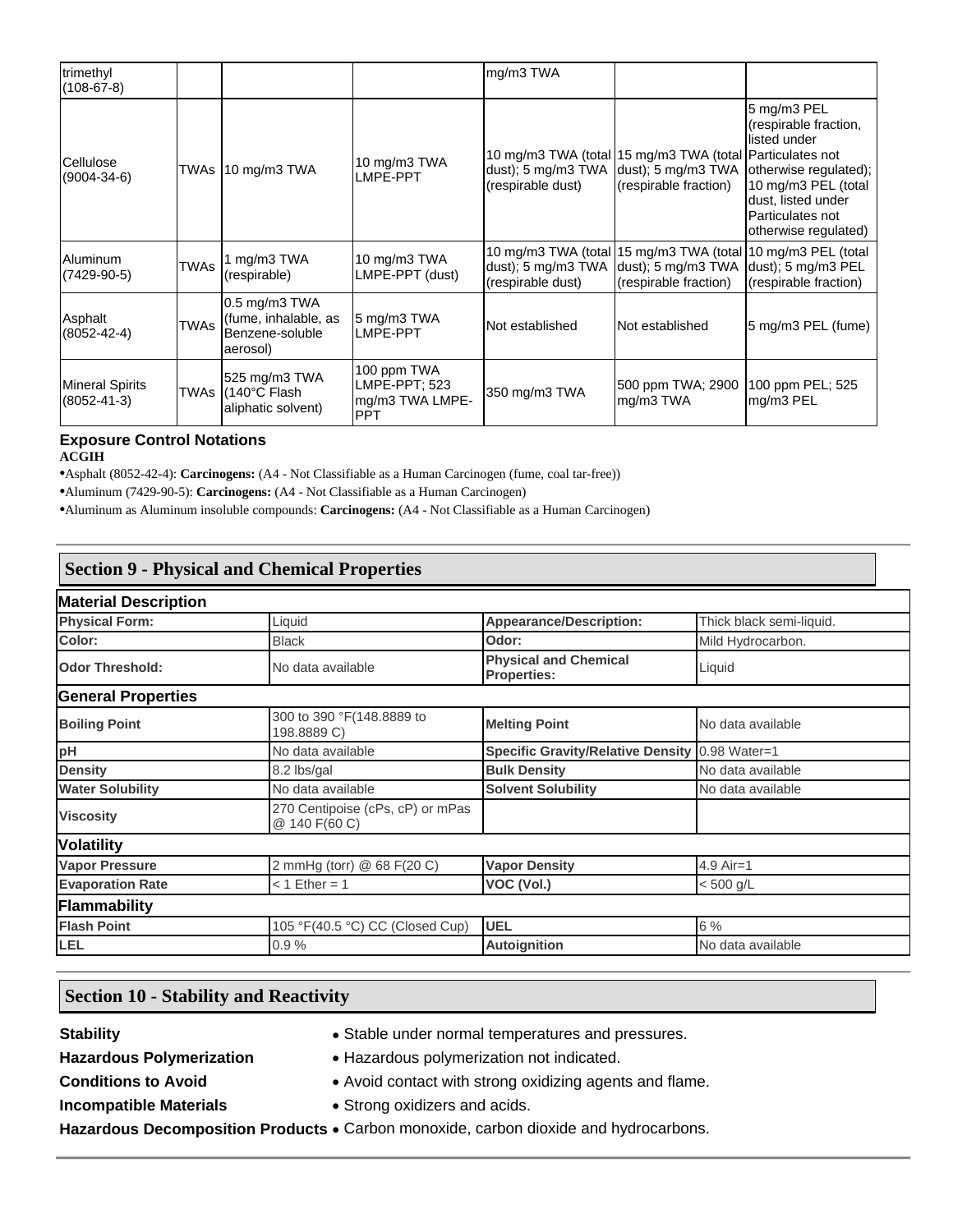| trimethyl (108-67-8) | | | | mg/m3 TWA | | |
|---|---|---|---|---|---|---|
| Cellulose (9004-34-6) | TWAs | 10 mg/m3 TWA | 10 mg/m3 TWA LMPE-PPT | 10 mg/m3 TWA (total dust); 5 mg/m3 TWA (respirable dust) | 15 mg/m3 TWA (total dust); 5 mg/m3 TWA (respirable fraction) | 5 mg/m3 PEL (respirable fraction, listed under Particulates not otherwise regulated); 10 mg/m3 PEL (total dust, listed under Particulates not otherwise regulated) |
| Aluminum (7429-90-5) | TWAs | 1 mg/m3 TWA (respirable) | 10 mg/m3 TWA LMPE-PPT (dust) | 10 mg/m3 TWA (total dust); 5 mg/m3 TWA (respirable dust) | 15 mg/m3 TWA (total dust); 5 mg/m3 TWA (respirable fraction) | 10 mg/m3 PEL (total dust); 5 mg/m3 PEL (respirable fraction) |
| Asphalt (8052-42-4) | TWAs | 0.5 mg/m3 TWA (fume, inhalable, as Benzene-soluble aerosol) | 5 mg/m3 TWA LMPE-PPT | Not established | Not established | 5 mg/m3 PEL (fume) |
| Mineral Spirits (8052-41-3) | TWAs | 525 mg/m3 TWA (140°C Flash aliphatic solvent) | 100 ppm TWA LMPE-PPT; 523 mg/m3 TWA LMPE-PPT | 350 mg/m3 TWA | 500 ppm TWA; 2900 mg/m3 TWA | 100 ppm PEL; 525 mg/m3 PEL |

**Exposure Control Notations**

**ACGIH**

- Asphalt (8052-42-4): **Carcinogens:** (A4 - Not Classifiable as a Human Carcinogen (fume, coal tar-free))
- Aluminum (7429-90-5): **Carcinogens:** (A4 - Not Classifiable as a Human Carcinogen)
- Aluminum as Aluminum insoluble compounds: **Carcinogens:** (A4 - Not Classifiable as a Human Carcinogen)

## Section 9 - Physical and Chemical Properties

| **Material Description** | | | |
|---|---|---|---|
| **Physical Form:** | Liquid | **Appearance/Description:** | Thick black semi-liquid. |
| **Color:** | Black | **Odor:** | Mild Hydrocarbon. |
| **Odor Threshold:** | No data available | **Physical and Chemical Properties:** | Liquid |
| **General Properties** | | | |
| **Boiling Point** | 300 to 390 °F(148.8889 to 198.8889 C) | **Melting Point** | No data available |
| **pH** | No data available | **Specific Gravity/Relative Density** | 0.98 Water=1 |
| **Density** | 8.2 lbs/gal | **Bulk Density** | No data available |
| **Water Solubility** | No data available | **Solvent Solubility** | No data available |
| **Viscosity** | 270 Centipoise (cPs, cP) or mPas @ 140 F(60 C) | | |
| **Volatility** | | | |
| **Vapor Pressure** | 2 mmHg (torr) @ 68 F(20 C) | **Vapor Density** | 4.9 Air=1 |
| **Evaporation Rate** | < 1 Ether = 1 | **VOC (Vol.)** | < 500 g/L |
| **Flammability** | | | |
| **Flash Point** | 105 °F(40.5 °C) CC (Closed Cup) | **UEL** | 6 % |
| **LEL** | 0.9 % | **Autoignition** | No data available |

## Section 10 - Stability and Reactivity

**Stability**
- Stable under normal temperatures and pressures.

**Hazardous Polymerization**
- Hazardous polymerization not indicated.

**Conditions to Avoid**
- Avoid contact with strong oxidizing agents and flame.

**Incompatible Materials**
- Strong oxidizers and acids.

**Hazardous Decomposition Products**
- Carbon monoxide, carbon dioxide and hydrocarbons.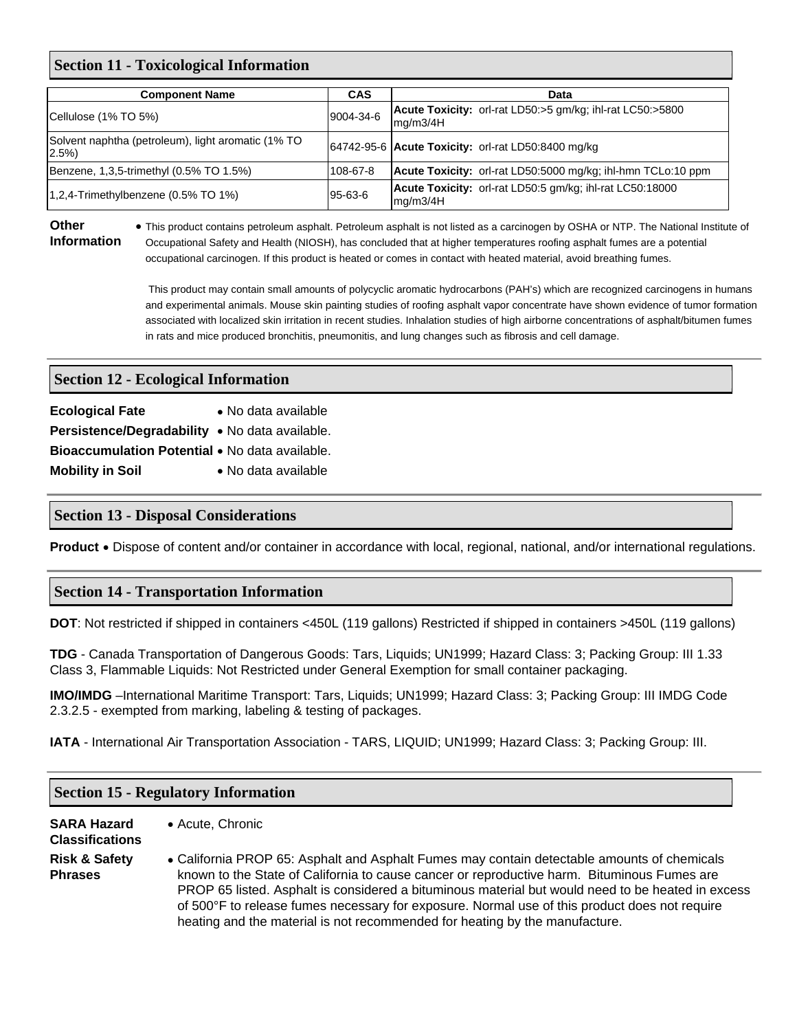## Section 11 - Toxicological Information

| Component Name | CAS | Data |
|---|---|---|
| Cellulose (1% TO 5%) | 9004-34-6 | **Acute Toxicity:** orl-rat LD50:>5 gm/kg; ihl-rat LC50:>5800 mg/m3/4H |
| Solvent naphtha (petroleum), light aromatic (1% TO 2.5%) | 64742-95-6 | **Acute Toxicity:** orl-rat LD50:8400 mg/kg |
| Benzene, 1,3,5-trimethyl (0.5% TO 1.5%) | 108-67-8 | **Acute Toxicity:** orl-rat LD50:5000 mg/kg; ihl-hmn TCLo:10 ppm |
| 1,2,4-Trimethylbenzene (0.5% TO 1%) | 95-63-6 | **Acute Toxicity:** orl-rat LD50:5 gm/kg; ihl-rat LC50:18000 mg/m3/4H |

**Other Information**

- This product contains petroleum asphalt. Petroleum asphalt is not listed as a carcinogen by OSHA or NTP. The National Institute of Occupational Safety and Health (NIOSH), has concluded that at higher temperatures roofing asphalt fumes are a potential occupational carcinogen. If this product is heated or comes in contact with heated material, avoid breathing fumes.

  This product may contain small amounts of polycyclic aromatic hydrocarbons (PAH's) which are recognized carcinogens in humans and experimental animals. Mouse skin painting studies of roofing asphalt vapor concentrate have shown evidence of tumor formation associated with localized skin irritation in recent studies. Inhalation studies of high airborne concentrations of asphalt/bitumen fumes in rats and mice produced bronchitis, pneumonitis, and lung changes such as fibrosis and cell damage.

## Section 12 - Ecological Information

**Ecological Fate** • No data available

**Persistence/Degradability** • No data available.

**Bioaccumulation Potential** • No data available.

**Mobility in Soil** • No data available

## Section 13 - Disposal Considerations

**Product** • Dispose of content and/or container in accordance with local, regional, national, and/or international regulations.

## Section 14 - Transportation Information

**DOT**: Not restricted if shipped in containers <450L (119 gallons) Restricted if shipped in containers >450L (119 gallons)

**TDG** - Canada Transportation of Dangerous Goods: Tars, Liquids; UN1999; Hazard Class: 3; Packing Group: III 1.33 Class 3, Flammable Liquids: Not Restricted under General Exemption for small container packaging.

**IMO/IMDG** –International Maritime Transport: Tars, Liquids; UN1999; Hazard Class: 3; Packing Group: III IMDG Code 2.3.2.5 - exempted from marking, labeling & testing of packages.

**IATA** - International Air Transportation Association - TARS, LIQUID; UN1999; Hazard Class: 3; Packing Group: III.

## Section 15 - Regulatory Information

**SARA Hazard Classifications** • Acute, Chronic

**Risk & Safety Phrases** • California PROP 65: Asphalt and Asphalt Fumes may contain detectable amounts of chemicals known to the State of California to cause cancer or reproductive harm. Bituminous Fumes are PROP 65 listed. Asphalt is considered a bituminous material but would need to be heated in excess of 500°F to release fumes necessary for exposure. Normal use of this product does not require heating and the material is not recommended for heating by the manufacture.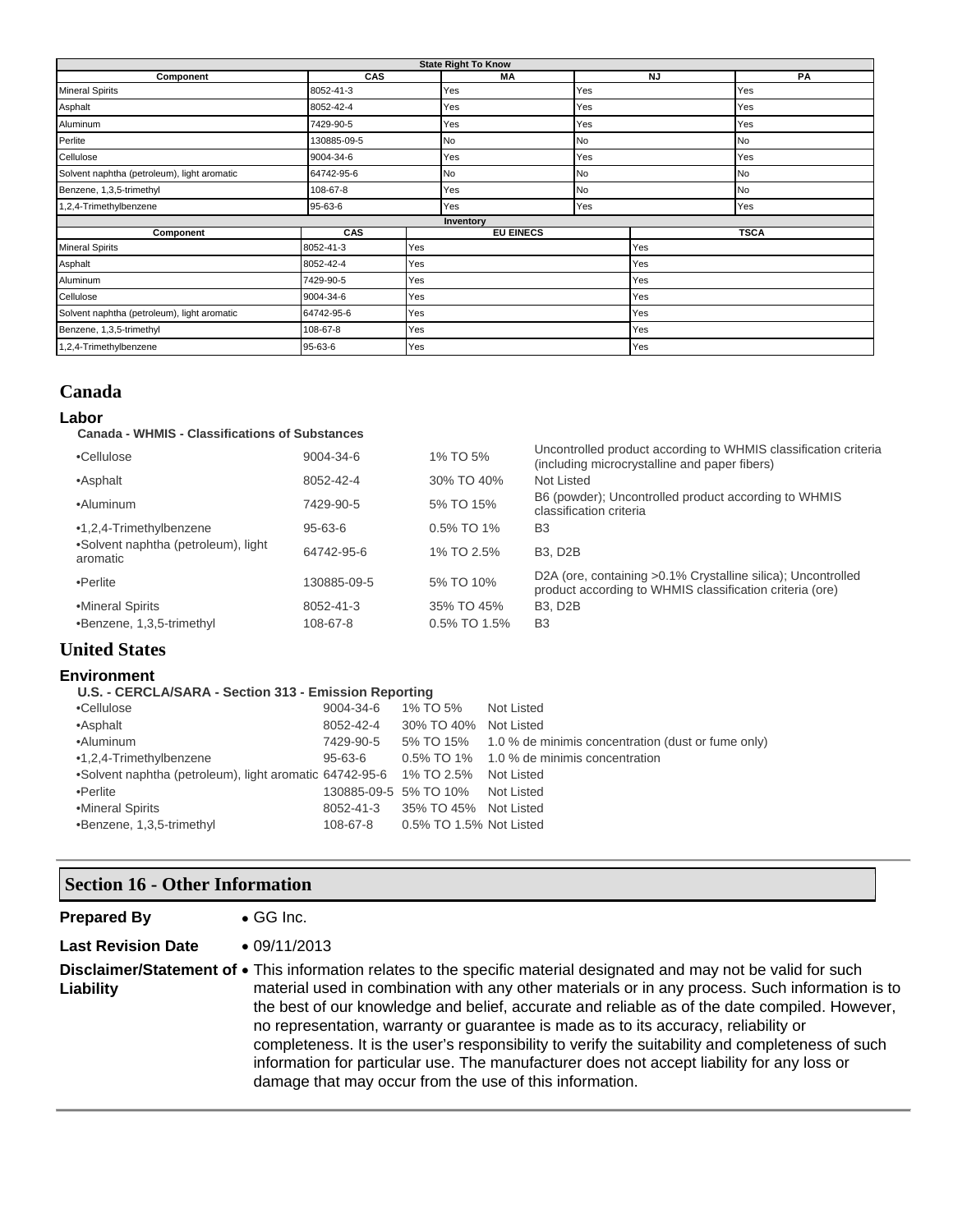| State Right To Know | | | | |
|---|---|---|---|---|
| **Component** | **CAS** | **MA** | **NJ** | **PA** |
| Mineral Spirits | 8052-41-3 | Yes | Yes | Yes |
| Asphalt | 8052-42-4 | Yes | Yes | Yes |
| Aluminum | 7429-90-5 | Yes | Yes | Yes |
| Perlite | 130885-09-5 | No | No | No |
| Cellulose | 9004-34-6 | Yes | Yes | Yes |
| Solvent naphtha (petroleum), light aromatic | 64742-95-6 | No | No | No |
| Benzene, 1,3,5-trimethyl | 108-67-8 | Yes | No | No |
| 1,2,4-Trimethylbenzene | 95-63-6 | Yes | Yes | Yes |

| Inventory | | | |
|---|---|---|---|
| **Component** | **CAS** | **EU EINECS** | **TSCA** |
| Mineral Spirits | 8052-41-3 | Yes | Yes |
| Asphalt | 8052-42-4 | Yes | Yes |
| Aluminum | 7429-90-5 | Yes | Yes |
| Cellulose | 9004-34-6 | Yes | Yes |
| Solvent naphtha (petroleum), light aromatic | 64742-95-6 | Yes | Yes |
| Benzene, 1,3,5-trimethyl | 108-67-8 | Yes | Yes |
| 1,2,4-Trimethylbenzene | 95-63-6 | Yes | Yes |

## Canada

### Labor

**Canada - WHMIS - Classifications of Substances**

| | | | |
|---|---|---|---|
| •Cellulose | 9004-34-6 | 1% TO 5% | Uncontrolled product according to WHMIS classification criteria (including microcrystalline and paper fibers) |
| •Asphalt | 8052-42-4 | 30% TO 40% | Not Listed |
| •Aluminum | 7429-90-5 | 5% TO 15% | B6 (powder); Uncontrolled product according to WHMIS classification criteria |
| •1,2,4-Trimethylbenzene | 95-63-6 | 0.5% TO 1% | B3 |
| •Solvent naphtha (petroleum), light aromatic | 64742-95-6 | 1% TO 2.5% | B3, D2B |
| •Perlite | 130885-09-5 | 5% TO 10% | D2A (ore, containing >0.1% Crystalline silica); Uncontrolled product according to WHMIS classification criteria (ore) |
| •Mineral Spirits | 8052-41-3 | 35% TO 45% | B3, D2B |
| •Benzene, 1,3,5-trimethyl | 108-67-8 | 0.5% TO 1.5% | B3 |

## United States

### Environment

**U.S. - CERCLA/SARA - Section 313 - Emission Reporting**

| | | | |
|---|---|---|---|
| •Cellulose | 9004-34-6 | 1% TO 5% | Not Listed |
| •Asphalt | 8052-42-4 | 30% TO 40% | Not Listed |
| •Aluminum | 7429-90-5 | 5% TO 15% | 1.0 % de minimis concentration (dust or fume only) |
| •1,2,4-Trimethylbenzene | 95-63-6 | 0.5% TO 1% | 1.0 % de minimis concentration |
| •Solvent naphtha (petroleum), light aromatic | 64742-95-6 | 1% TO 2.5% | Not Listed |
| •Perlite | 130885-09-5 | 5% TO 10% | Not Listed |
| •Mineral Spirits | 8052-41-3 | 35% TO 45% | Not Listed |
| •Benzene, 1,3,5-trimethyl | 108-67-8 | 0.5% TO 1.5% | Not Listed |

## Section 16 - Other Information

**Prepared By** • GG Inc.

**Last Revision Date** • 09/11/2013

**Disclaimer/Statement of Liability** • This information relates to the specific material designated and may not be valid for such material used in combination with any other materials or in any process. Such information is to the best of our knowledge and belief, accurate and reliable as of the date compiled. However, no representation, warranty or guarantee is made as to its accuracy, reliability or completeness. It is the user's responsibility to verify the suitability and completeness of such information for particular use. The manufacturer does not accept liability for any loss or damage that may occur from the use of this information.